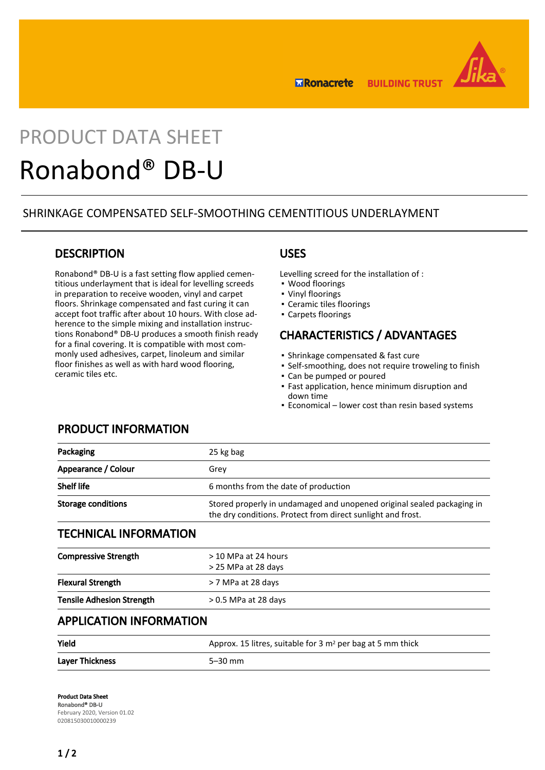PRODUCT DATA SHEET

# Ronabond® DB-U

SHRINKAGE COMPENSATED SELF-SMOOTHING CEMENTITIOUS UNDERLAYMENT

## DESCRIPTION

Ronabond® DB-U is a fast setting flow applied cementitious underlayment that is ideal for levelling screeds in preparation to receive wooden, vinyl and carpet floors. Shrinkage compensated and fast curing it can accept foot traffic after about 10 hours. With close adherence to the simple mixing and installation instructions Ronabond® DB-U produces a smooth finish ready for a final covering. It is compatible with most commonly used adhesives, carpet, linoleum and similar floor finishes as well as with hard wood flooring, ceramic tiles etc.

## USES

Levelling screed for the installation of :
- Wood floorings
- Vinyl floorings
- Ceramic tiles floorings
- Carpets floorings

## CHARACTERISTICS / ADVANTAGES

- Shrinkage compensated & fast cure
- Self-smoothing, does not require troweling to finish
- Can be pumped or poured
- Fast application, hence minimum disruption and down time
- Economical – lower cost than resin based systems

## PRODUCT INFORMATION

| | |
|---|---|
| **Packaging** | 25 kg bag |
| **Appearance / Colour** | Grey |
| **Shelf life** | 6 months from the date of production |
| **Storage conditions** | Stored properly in undamaged and unopened original sealed packaging in the dry conditions. Protect from direct sunlight and frost. |

## TECHNICAL INFORMATION

| | |
|---|---|
| **Compressive Strength** | > 10 MPa at 24 hours<br>> 25 MPa at 28 days |
| **Flexural Strength** | > 7 MPa at 28 days |
| **Tensile Adhesion Strength** | > 0.5 MPa at 28 days |

## APPLICATION INFORMATION

| | |
|---|---|
| **Yield** | Approx. 15 litres, suitable for 3 m² per bag at 5 mm thick |
| **Layer Thickness** | 5–30 mm |

**Product Data Sheet**
Ronabond® DB-U
February 2020, Version 01.02
020815030010000239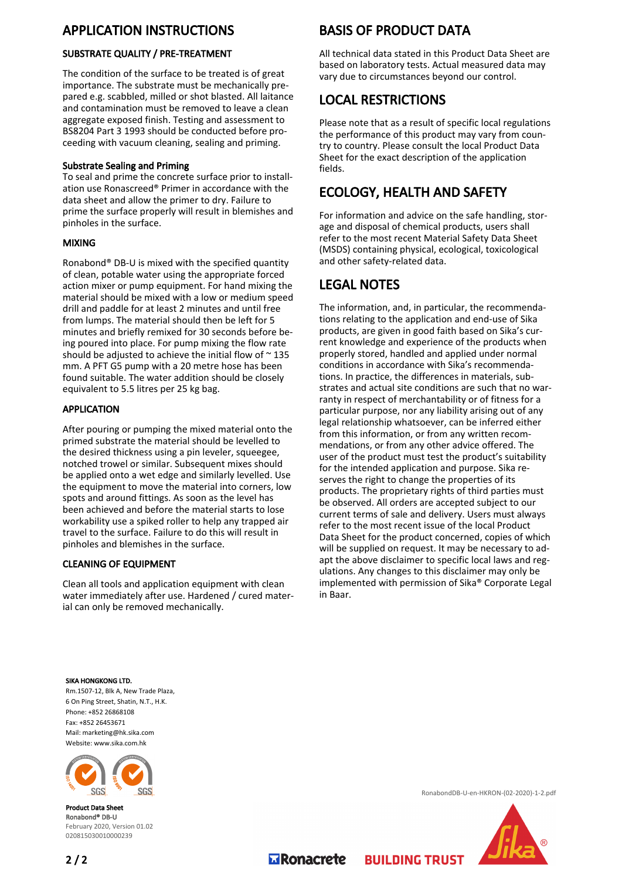## APPLICATION INSTRUCTIONS

### SUBSTRATE QUALITY / PRE-TREATMENT

The condition of the surface to be treated is of great importance. The substrate must be mechanically prepared e.g. scabbled, milled or shot blasted. All laitance and contamination must be removed to leave a clean aggregate exposed finish. Testing and assessment to BS8204 Part 3 1993 should be conducted before proceeding with vacuum cleaning, sealing and priming.

**Substrate Sealing and Priming**

To seal and prime the concrete surface prior to installation use Ronascreed® Primer in accordance with the data sheet and allow the primer to dry. Failure to prime the surface properly will result in blemishes and pinholes in the surface.

### MIXING

Ronabond® DB-U is mixed with the specified quantity of clean, potable water using the appropriate forced action mixer or pump equipment. For hand mixing the material should be mixed with a low or medium speed drill and paddle for at least 2 minutes and until free from lumps. The material should then be left for 5 minutes and briefly remixed for 30 seconds before being poured into place. For pump mixing the flow rate should be adjusted to achieve the initial flow of ~ 135 mm. A PFT G5 pump with a 20 metre hose has been found suitable. The water addition should be closely equivalent to 5.5 litres per 25 kg bag.

### APPLICATION

After pouring or pumping the mixed material onto the primed substrate the material should be levelled to the desired thickness using a pin leveler, squeegee, notched trowel or similar. Subsequent mixes should be applied onto a wet edge and similarly levelled. Use the equipment to move the material into corners, low spots and around fittings. As soon as the level has been achieved and before the material starts to lose workability use a spiked roller to help any trapped air travel to the surface. Failure to do this will result in pinholes and blemishes in the surface.

### CLEANING OF EQUIPMENT

Clean all tools and application equipment with clean water immediately after use. Hardened / cured material can only be removed mechanically.

## BASIS OF PRODUCT DATA

All technical data stated in this Product Data Sheet are based on laboratory tests. Actual measured data may vary due to circumstances beyond our control.

## LOCAL RESTRICTIONS

Please note that as a result of specific local regulations the performance of this product may vary from country to country. Please consult the local Product Data Sheet for the exact description of the application fields.

## ECOLOGY, HEALTH AND SAFETY

For information and advice on the safe handling, storage and disposal of chemical products, users shall refer to the most recent Material Safety Data Sheet (MSDS) containing physical, ecological, toxicological and other safety-related data.

## LEGAL NOTES

The information, and, in particular, the recommendations relating to the application and end-use of Sika products, are given in good faith based on Sika's current knowledge and experience of the products when properly stored, handled and applied under normal conditions in accordance with Sika's recommendations. In practice, the differences in materials, substrates and actual site conditions are such that no warranty in respect of merchantability or of fitness for a particular purpose, nor any liability arising out of any legal relationship whatsoever, can be inferred either from this information, or from any written recommendations, or from any other advice offered. The user of the product must test the product's suitability for the intended application and purpose. Sika reserves the right to change the properties of its products. The proprietary rights of third parties must be observed. All orders are accepted subject to our current terms of sale and delivery. Users must always refer to the most recent issue of the local Product Data Sheet for the product concerned, copies of which will be supplied on request. It may be necessary to adapt the above disclaimer to specific local laws and regulations. Any changes to this disclaimer may only be implemented with permission of Sika® Corporate Legal in Baar.

**SIKA HONGKONG LTD.**
Rm.1507-12, Blk A, New Trade Plaza,
6 On Ping Street, Shatin, N.T., H.K.
Phone: +852 26868108
Fax: +852 26453671
Mail: marketing@hk.sika.com
Website: www.sika.com.hk

**Product Data Sheet**
**Ronabond® DB-U**
February 2020, Version 01.02
020815030010000239

RonabondDB-U-en-HKRON-(02-2020)-1-2.pdf